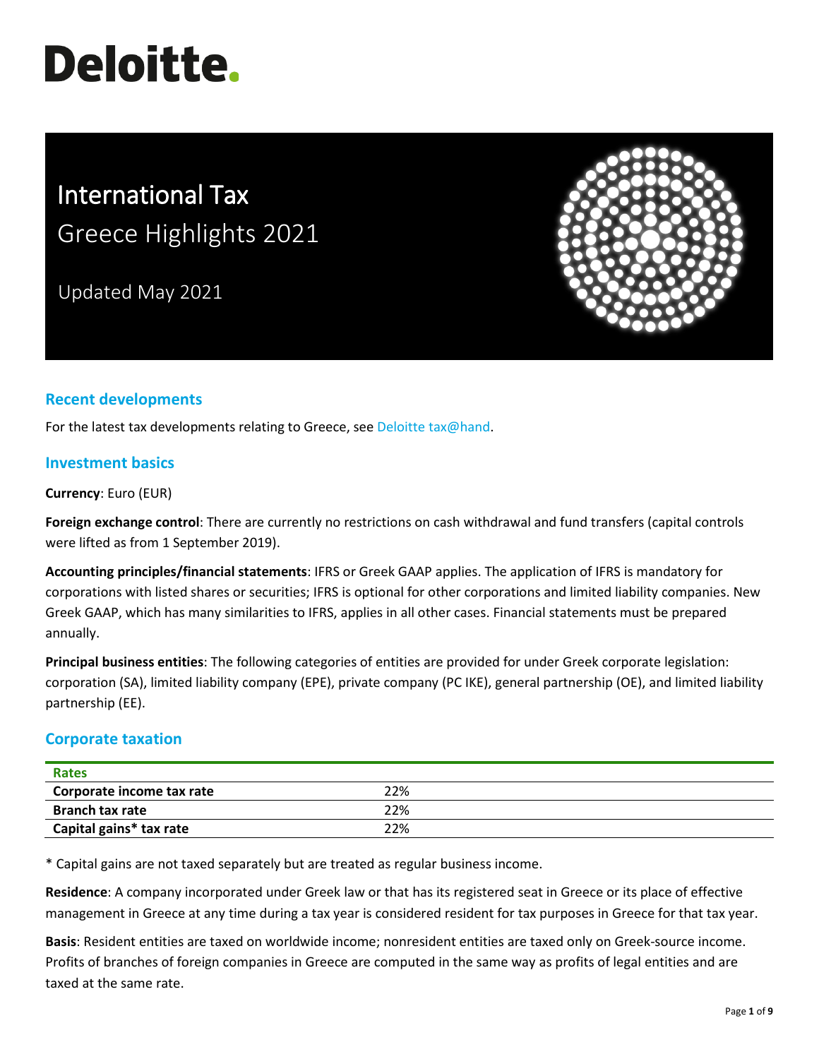# Deloitte.

# International Tax
## Greece Highlights 2021

Updated May 2021

## Recent developments

For the latest tax developments relating to Greece, see Deloitte tax@hand.

## Investment basics

**Currency**: Euro (EUR)

**Foreign exchange control**: There are currently no restrictions on cash withdrawal and fund transfers (capital controls were lifted as from 1 September 2019).

**Accounting principles/financial statements**: IFRS or Greek GAAP applies. The application of IFRS is mandatory for corporations with listed shares or securities; IFRS is optional for other corporations and limited liability companies. New Greek GAAP, which has many similarities to IFRS, applies in all other cases. Financial statements must be prepared annually.

**Principal business entities**: The following categories of entities are provided for under Greek corporate legislation: corporation (SA), limited liability company (EPE), private company (PC IKE), general partnership (OE), and limited liability partnership (EE).

## Corporate taxation

| Rates | |
|---|---|
| **Corporate income tax rate** | 22% |
| **Branch tax rate** | 22% |
| **Capital gains* tax rate** | 22% |

* Capital gains are not taxed separately but are treated as regular business income.

**Residence**: A company incorporated under Greek law or that has its registered seat in Greece or its place of effective management in Greece at any time during a tax year is considered resident for tax purposes in Greece for that tax year.

**Basis**: Resident entities are taxed on worldwide income; nonresident entities are taxed only on Greek-source income. Profits of branches of foreign companies in Greece are computed in the same way as profits of legal entities and are taxed at the same rate.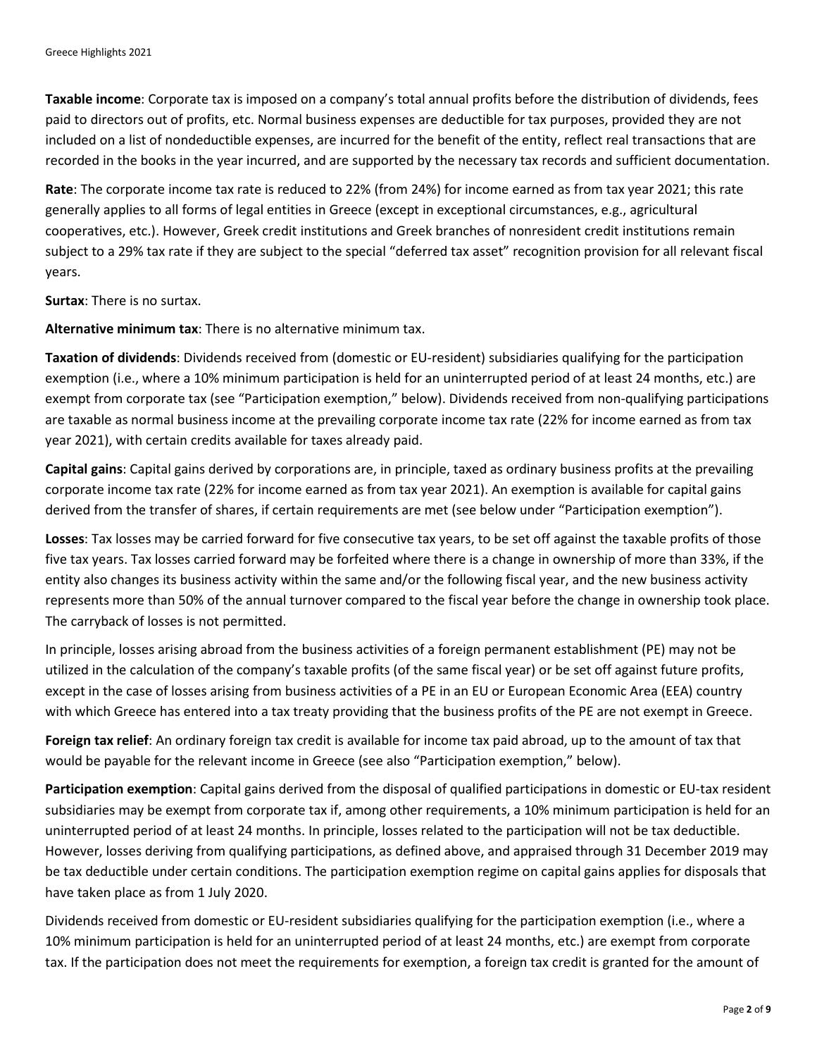**Taxable income**: Corporate tax is imposed on a company's total annual profits before the distribution of dividends, fees paid to directors out of profits, etc. Normal business expenses are deductible for tax purposes, provided they are not included on a list of nondeductible expenses, are incurred for the benefit of the entity, reflect real transactions that are recorded in the books in the year incurred, and are supported by the necessary tax records and sufficient documentation.

**Rate**: The corporate income tax rate is reduced to 22% (from 24%) for income earned as from tax year 2021; this rate generally applies to all forms of legal entities in Greece (except in exceptional circumstances, e.g., agricultural cooperatives, etc.). However, Greek credit institutions and Greek branches of nonresident credit institutions remain subject to a 29% tax rate if they are subject to the special "deferred tax asset" recognition provision for all relevant fiscal years.

**Surtax**: There is no surtax.

**Alternative minimum tax**: There is no alternative minimum tax.

**Taxation of dividends**: Dividends received from (domestic or EU-resident) subsidiaries qualifying for the participation exemption (i.e., where a 10% minimum participation is held for an uninterrupted period of at least 24 months, etc.) are exempt from corporate tax (see "Participation exemption," below). Dividends received from non-qualifying participations are taxable as normal business income at the prevailing corporate income tax rate (22% for income earned as from tax year 2021), with certain credits available for taxes already paid.

**Capital gains**: Capital gains derived by corporations are, in principle, taxed as ordinary business profits at the prevailing corporate income tax rate (22% for income earned as from tax year 2021). An exemption is available for capital gains derived from the transfer of shares, if certain requirements are met (see below under "Participation exemption").

**Losses**: Tax losses may be carried forward for five consecutive tax years, to be set off against the taxable profits of those five tax years. Tax losses carried forward may be forfeited where there is a change in ownership of more than 33%, if the entity also changes its business activity within the same and/or the following fiscal year, and the new business activity represents more than 50% of the annual turnover compared to the fiscal year before the change in ownership took place. The carryback of losses is not permitted.

In principle, losses arising abroad from the business activities of a foreign permanent establishment (PE) may not be utilized in the calculation of the company's taxable profits (of the same fiscal year) or be set off against future profits, except in the case of losses arising from business activities of a PE in an EU or European Economic Area (EEA) country with which Greece has entered into a tax treaty providing that the business profits of the PE are not exempt in Greece.

**Foreign tax relief**: An ordinary foreign tax credit is available for income tax paid abroad, up to the amount of tax that would be payable for the relevant income in Greece (see also "Participation exemption," below).

**Participation exemption**: Capital gains derived from the disposal of qualified participations in domestic or EU-tax resident subsidiaries may be exempt from corporate tax if, among other requirements, a 10% minimum participation is held for an uninterrupted period of at least 24 months. In principle, losses related to the participation will not be tax deductible. However, losses deriving from qualifying participations, as defined above, and appraised through 31 December 2019 may be tax deductible under certain conditions. The participation exemption regime on capital gains applies for disposals that have taken place as from 1 July 2020.

Dividends received from domestic or EU-resident subsidiaries qualifying for the participation exemption (i.e., where a 10% minimum participation is held for an uninterrupted period of at least 24 months, etc.) are exempt from corporate tax. If the participation does not meet the requirements for exemption, a foreign tax credit is granted for the amount of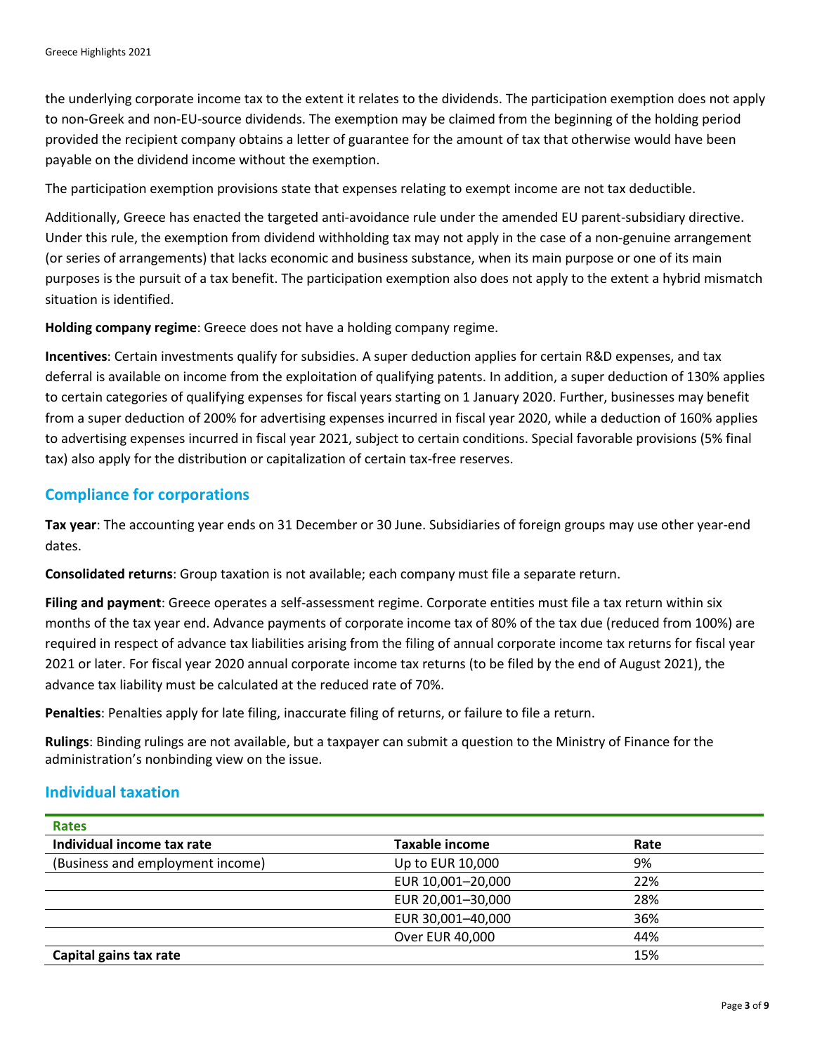the underlying corporate income tax to the extent it relates to the dividends. The participation exemption does not apply to non-Greek and non-EU-source dividends. The exemption may be claimed from the beginning of the holding period provided the recipient company obtains a letter of guarantee for the amount of tax that otherwise would have been payable on the dividend income without the exemption.

The participation exemption provisions state that expenses relating to exempt income are not tax deductible.

Additionally, Greece has enacted the targeted anti-avoidance rule under the amended EU parent-subsidiary directive. Under this rule, the exemption from dividend withholding tax may not apply in the case of a non-genuine arrangement (or series of arrangements) that lacks economic and business substance, when its main purpose or one of its main purposes is the pursuit of a tax benefit. The participation exemption also does not apply to the extent a hybrid mismatch situation is identified.

**Holding company regime**: Greece does not have a holding company regime.

**Incentives**: Certain investments qualify for subsidies. A super deduction applies for certain R&D expenses, and tax deferral is available on income from the exploitation of qualifying patents. In addition, a super deduction of 130% applies to certain categories of qualifying expenses for fiscal years starting on 1 January 2020. Further, businesses may benefit from a super deduction of 200% for advertising expenses incurred in fiscal year 2020, while a deduction of 160% applies to advertising expenses incurred in fiscal year 2021, subject to certain conditions. Special favorable provisions (5% final tax) also apply for the distribution or capitalization of certain tax-free reserves.

## Compliance for corporations

**Tax year**: The accounting year ends on 31 December or 30 June. Subsidiaries of foreign groups may use other year-end dates.

**Consolidated returns**: Group taxation is not available; each company must file a separate return.

**Filing and payment**: Greece operates a self-assessment regime. Corporate entities must file a tax return within six months of the tax year end. Advance payments of corporate income tax of 80% of the tax due (reduced from 100%) are required in respect of advance tax liabilities arising from the filing of annual corporate income tax returns for fiscal year 2021 or later. For fiscal year 2020 annual corporate income tax returns (to be filed by the end of August 2021), the advance tax liability must be calculated at the reduced rate of 70%.

**Penalties**: Penalties apply for late filing, inaccurate filing of returns, or failure to file a return.

**Rulings**: Binding rulings are not available, but a taxpayer can submit a question to the Ministry of Finance for the administration's nonbinding view on the issue.

## Individual taxation

| **Rates** | | |
|---|---|---|
| **Individual income tax rate** | **Taxable income** | **Rate** |
| (Business and employment income) | Up to EUR 10,000 | 9% |
| | EUR 10,001–20,000 | 22% |
| | EUR 20,001–30,000 | 28% |
| | EUR 30,001–40,000 | 36% |
| | Over EUR 40,000 | 44% |
| **Capital gains tax rate** | | 15% |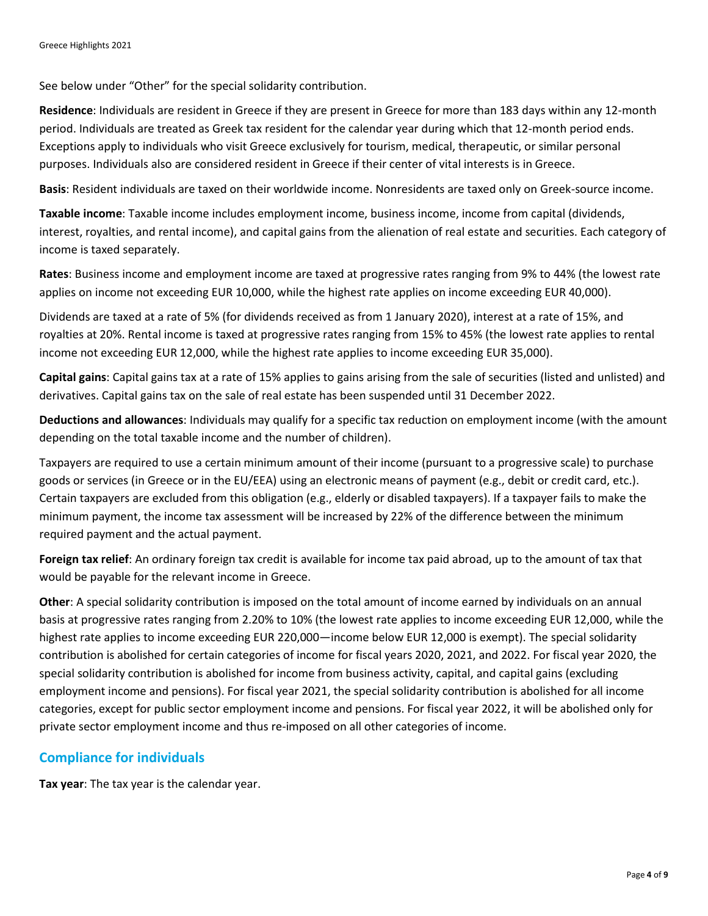See below under "Other" for the special solidarity contribution.

**Residence**: Individuals are resident in Greece if they are present in Greece for more than 183 days within any 12-month period. Individuals are treated as Greek tax resident for the calendar year during which that 12-month period ends. Exceptions apply to individuals who visit Greece exclusively for tourism, medical, therapeutic, or similar personal purposes. Individuals also are considered resident in Greece if their center of vital interests is in Greece.

**Basis**: Resident individuals are taxed on their worldwide income. Nonresidents are taxed only on Greek-source income.

**Taxable income**: Taxable income includes employment income, business income, income from capital (dividends, interest, royalties, and rental income), and capital gains from the alienation of real estate and securities. Each category of income is taxed separately.

**Rates**: Business income and employment income are taxed at progressive rates ranging from 9% to 44% (the lowest rate applies on income not exceeding EUR 10,000, while the highest rate applies on income exceeding EUR 40,000).

Dividends are taxed at a rate of 5% (for dividends received as from 1 January 2020), interest at a rate of 15%, and royalties at 20%. Rental income is taxed at progressive rates ranging from 15% to 45% (the lowest rate applies to rental income not exceeding EUR 12,000, while the highest rate applies to income exceeding EUR 35,000).

**Capital gains**: Capital gains tax at a rate of 15% applies to gains arising from the sale of securities (listed and unlisted) and derivatives. Capital gains tax on the sale of real estate has been suspended until 31 December 2022.

**Deductions and allowances**: Individuals may qualify for a specific tax reduction on employment income (with the amount depending on the total taxable income and the number of children).

Taxpayers are required to use a certain minimum amount of their income (pursuant to a progressive scale) to purchase goods or services (in Greece or in the EU/EEA) using an electronic means of payment (e.g., debit or credit card, etc.). Certain taxpayers are excluded from this obligation (e.g., elderly or disabled taxpayers). If a taxpayer fails to make the minimum payment, the income tax assessment will be increased by 22% of the difference between the minimum required payment and the actual payment.

**Foreign tax relief**: An ordinary foreign tax credit is available for income tax paid abroad, up to the amount of tax that would be payable for the relevant income in Greece.

**Other**: A special solidarity contribution is imposed on the total amount of income earned by individuals on an annual basis at progressive rates ranging from 2.20% to 10% (the lowest rate applies to income exceeding EUR 12,000, while the highest rate applies to income exceeding EUR 220,000—income below EUR 12,000 is exempt). The special solidarity contribution is abolished for certain categories of income for fiscal years 2020, 2021, and 2022. For fiscal year 2020, the special solidarity contribution is abolished for income from business activity, capital, and capital gains (excluding employment income and pensions). For fiscal year 2021, the special solidarity contribution is abolished for all income categories, except for public sector employment income and pensions. For fiscal year 2022, it will be abolished only for private sector employment income and thus re-imposed on all other categories of income.

## Compliance for individuals

**Tax year**: The tax year is the calendar year.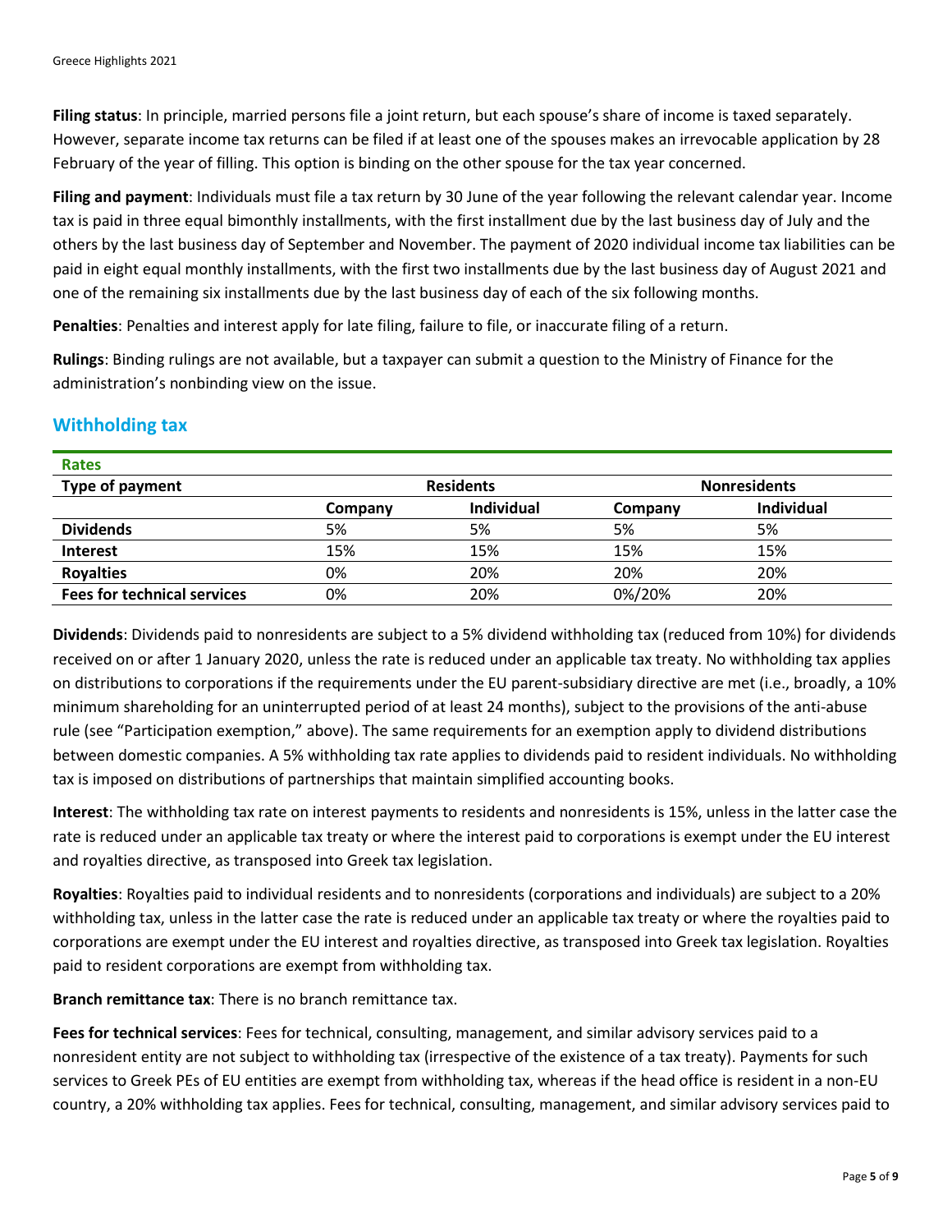**Filing status**: In principle, married persons file a joint return, but each spouse's share of income is taxed separately. However, separate income tax returns can be filed if at least one of the spouses makes an irrevocable application by 28 February of the year of filling. This option is binding on the other spouse for the tax year concerned.

**Filing and payment**: Individuals must file a tax return by 30 June of the year following the relevant calendar year. Income tax is paid in three equal bimonthly installments, with the first installment due by the last business day of July and the others by the last business day of September and November. The payment of 2020 individual income tax liabilities can be paid in eight equal monthly installments, with the first two installments due by the last business day of August 2021 and one of the remaining six installments due by the last business day of each of the six following months.

**Penalties**: Penalties and interest apply for late filing, failure to file, or inaccurate filing of a return.

**Rulings**: Binding rulings are not available, but a taxpayer can submit a question to the Ministry of Finance for the administration's nonbinding view on the issue.

## Withholding tax

**Rates**

| Type of payment | Residents | | Nonresidents | |
|---|---|---|---|---|
| | Company | Individual | Company | Individual |
| **Dividends** | 5% | 5% | 5% | 5% |
| **Interest** | 15% | 15% | 15% | 15% |
| **Royalties** | 0% | 20% | 20% | 20% |
| **Fees for technical services** | 0% | 20% | 0%/20% | 20% |

**Dividends**: Dividends paid to nonresidents are subject to a 5% dividend withholding tax (reduced from 10%) for dividends received on or after 1 January 2020, unless the rate is reduced under an applicable tax treaty. No withholding tax applies on distributions to corporations if the requirements under the EU parent-subsidiary directive are met (i.e., broadly, a 10% minimum shareholding for an uninterrupted period of at least 24 months), subject to the provisions of the anti-abuse rule (see "Participation exemption," above). The same requirements for an exemption apply to dividend distributions between domestic companies. A 5% withholding tax rate applies to dividends paid to resident individuals. No withholding tax is imposed on distributions of partnerships that maintain simplified accounting books.

**Interest**: The withholding tax rate on interest payments to residents and nonresidents is 15%, unless in the latter case the rate is reduced under an applicable tax treaty or where the interest paid to corporations is exempt under the EU interest and royalties directive, as transposed into Greek tax legislation.

**Royalties**: Royalties paid to individual residents and to nonresidents (corporations and individuals) are subject to a 20% withholding tax, unless in the latter case the rate is reduced under an applicable tax treaty or where the royalties paid to corporations are exempt under the EU interest and royalties directive, as transposed into Greek tax legislation. Royalties paid to resident corporations are exempt from withholding tax.

**Branch remittance tax**: There is no branch remittance tax.

**Fees for technical services**: Fees for technical, consulting, management, and similar advisory services paid to a nonresident entity are not subject to withholding tax (irrespective of the existence of a tax treaty). Payments for such services to Greek PEs of EU entities are exempt from withholding tax, whereas if the head office is resident in a non-EU country, a 20% withholding tax applies. Fees for technical, consulting, management, and similar advisory services paid to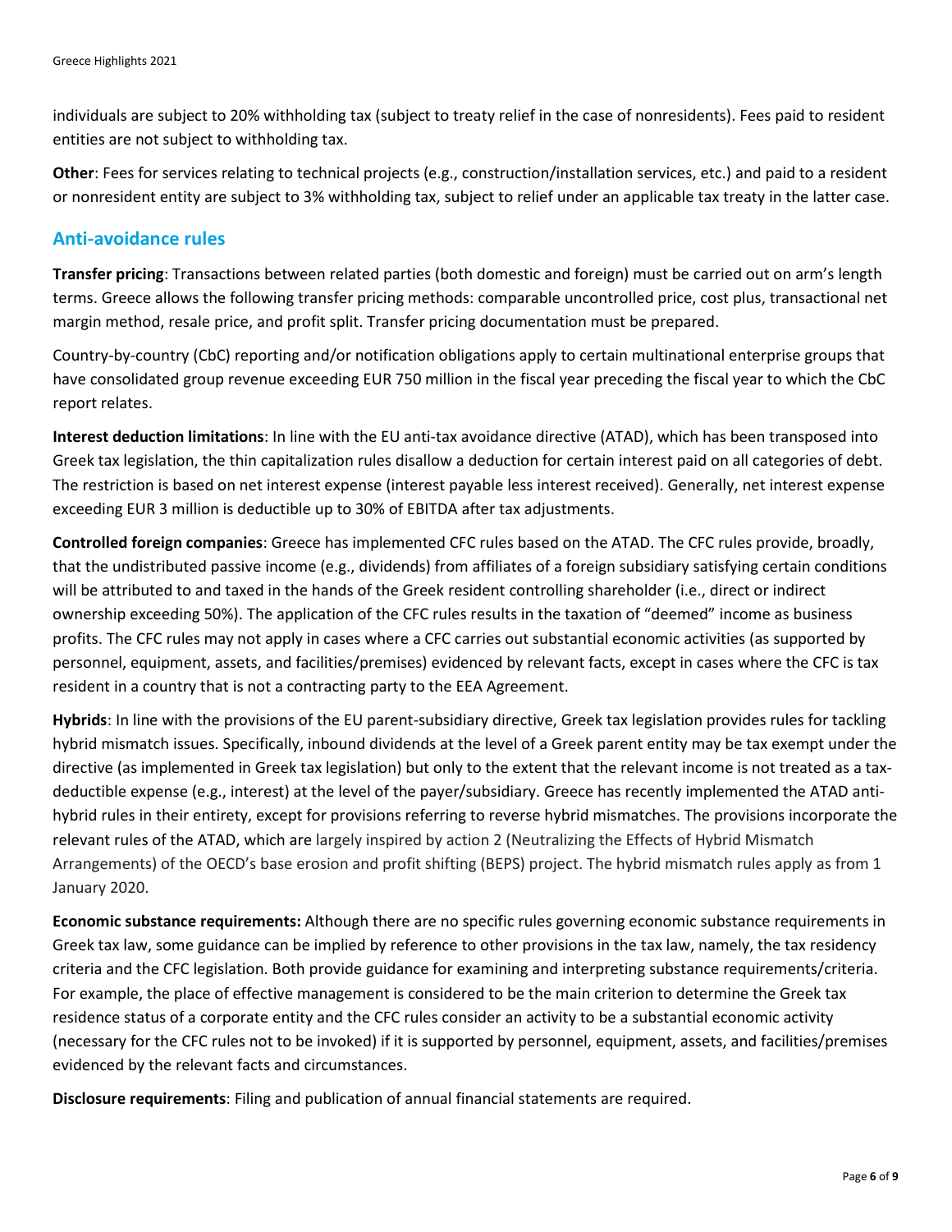individuals are subject to 20% withholding tax (subject to treaty relief in the case of nonresidents). Fees paid to resident entities are not subject to withholding tax.

**Other**: Fees for services relating to technical projects (e.g., construction/installation services, etc.) and paid to a resident or nonresident entity are subject to 3% withholding tax, subject to relief under an applicable tax treaty in the latter case.

## Anti-avoidance rules

**Transfer pricing**: Transactions between related parties (both domestic and foreign) must be carried out on arm's length terms. Greece allows the following transfer pricing methods: comparable uncontrolled price, cost plus, transactional net margin method, resale price, and profit split. Transfer pricing documentation must be prepared.

Country-by-country (CbC) reporting and/or notification obligations apply to certain multinational enterprise groups that have consolidated group revenue exceeding EUR 750 million in the fiscal year preceding the fiscal year to which the CbC report relates.

**Interest deduction limitations**: In line with the EU anti-tax avoidance directive (ATAD), which has been transposed into Greek tax legislation, the thin capitalization rules disallow a deduction for certain interest paid on all categories of debt. The restriction is based on net interest expense (interest payable less interest received). Generally, net interest expense exceeding EUR 3 million is deductible up to 30% of EBITDA after tax adjustments.

**Controlled foreign companies**: Greece has implemented CFC rules based on the ATAD. The CFC rules provide, broadly, that the undistributed passive income (e.g., dividends) from affiliates of a foreign subsidiary satisfying certain conditions will be attributed to and taxed in the hands of the Greek resident controlling shareholder (i.e., direct or indirect ownership exceeding 50%). The application of the CFC rules results in the taxation of "deemed" income as business profits. The CFC rules may not apply in cases where a CFC carries out substantial economic activities (as supported by personnel, equipment, assets, and facilities/premises) evidenced by relevant facts, except in cases where the CFC is tax resident in a country that is not a contracting party to the EEA Agreement.

**Hybrids**: In line with the provisions of the EU parent-subsidiary directive, Greek tax legislation provides rules for tackling hybrid mismatch issues. Specifically, inbound dividends at the level of a Greek parent entity may be tax exempt under the directive (as implemented in Greek tax legislation) but only to the extent that the relevant income is not treated as a tax-deductible expense (e.g., interest) at the level of the payer/subsidiary. Greece has recently implemented the ATAD anti-hybrid rules in their entirety, except for provisions referring to reverse hybrid mismatches. The provisions incorporate the relevant rules of the ATAD, which are largely inspired by action 2 (Neutralizing the Effects of Hybrid Mismatch Arrangements) of the OECD's base erosion and profit shifting (BEPS) project. The hybrid mismatch rules apply as from 1 January 2020.

**Economic substance requirements:** Although there are no specific rules governing economic substance requirements in Greek tax law, some guidance can be implied by reference to other provisions in the tax law, namely, the tax residency criteria and the CFC legislation. Both provide guidance for examining and interpreting substance requirements/criteria. For example, the place of effective management is considered to be the main criterion to determine the Greek tax residence status of a corporate entity and the CFC rules consider an activity to be a substantial economic activity (necessary for the CFC rules not to be invoked) if it is supported by personnel, equipment, assets, and facilities/premises evidenced by the relevant facts and circumstances.

**Disclosure requirements**: Filing and publication of annual financial statements are required.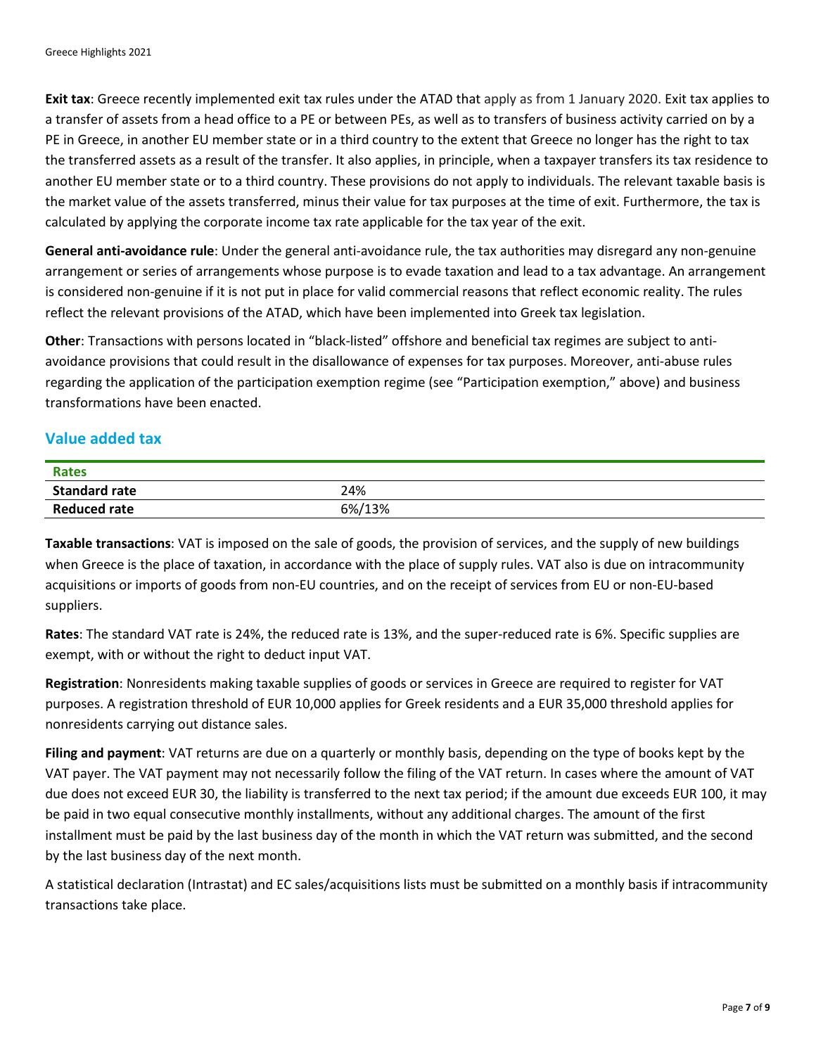**Exit tax**: Greece recently implemented exit tax rules under the ATAD that apply as from 1 January 2020. Exit tax applies to a transfer of assets from a head office to a PE or between PEs, as well as to transfers of business activity carried on by a PE in Greece, in another EU member state or in a third country to the extent that Greece no longer has the right to tax the transferred assets as a result of the transfer. It also applies, in principle, when a taxpayer transfers its tax residence to another EU member state or to a third country. These provisions do not apply to individuals. The relevant taxable basis is the market value of the assets transferred, minus their value for tax purposes at the time of exit. Furthermore, the tax is calculated by applying the corporate income tax rate applicable for the tax year of the exit.

**General anti-avoidance rule**: Under the general anti-avoidance rule, the tax authorities may disregard any non-genuine arrangement or series of arrangements whose purpose is to evade taxation and lead to a tax advantage. An arrangement is considered non-genuine if it is not put in place for valid commercial reasons that reflect economic reality. The rules reflect the relevant provisions of the ATAD, which have been implemented into Greek tax legislation.

**Other**: Transactions with persons located in "black-listed" offshore and beneficial tax regimes are subject to anti-avoidance provisions that could result in the disallowance of expenses for tax purposes. Moreover, anti-abuse rules regarding the application of the participation exemption regime (see "Participation exemption," above) and business transformations have been enacted.

## Value added tax

| Rates | |
|---|---|
| **Standard rate** | 24% |
| **Reduced rate** | 6%/13% |

**Taxable transactions**: VAT is imposed on the sale of goods, the provision of services, and the supply of new buildings when Greece is the place of taxation, in accordance with the place of supply rules. VAT also is due on intracommunity acquisitions or imports of goods from non-EU countries, and on the receipt of services from EU or non-EU-based suppliers.

**Rates**: The standard VAT rate is 24%, the reduced rate is 13%, and the super-reduced rate is 6%. Specific supplies are exempt, with or without the right to deduct input VAT.

**Registration**: Nonresidents making taxable supplies of goods or services in Greece are required to register for VAT purposes. A registration threshold of EUR 10,000 applies for Greek residents and a EUR 35,000 threshold applies for nonresidents carrying out distance sales.

**Filing and payment**: VAT returns are due on a quarterly or monthly basis, depending on the type of books kept by the VAT payer. The VAT payment may not necessarily follow the filing of the VAT return. In cases where the amount of VAT due does not exceed EUR 30, the liability is transferred to the next tax period; if the amount due exceeds EUR 100, it may be paid in two equal consecutive monthly installments, without any additional charges. The amount of the first installment must be paid by the last business day of the month in which the VAT return was submitted, and the second by the last business day of the next month.

A statistical declaration (Intrastat) and EC sales/acquisitions lists must be submitted on a monthly basis if intracommunity transactions take place.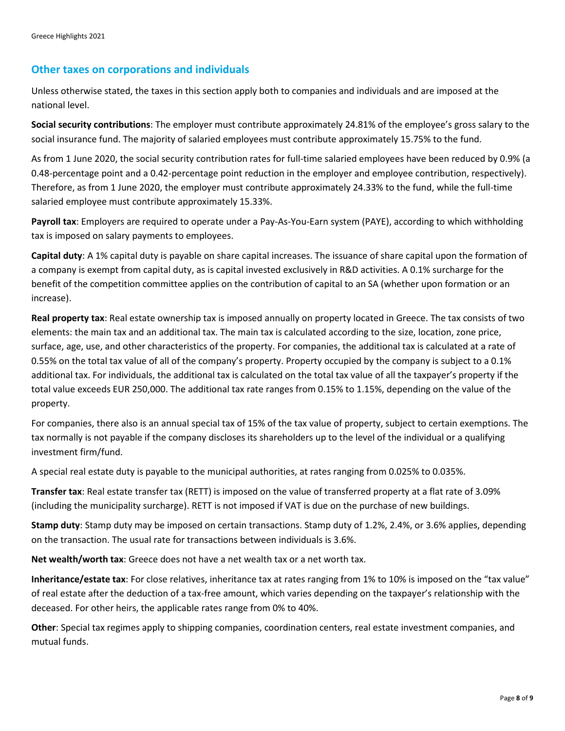## Other taxes on corporations and individuals

Unless otherwise stated, the taxes in this section apply both to companies and individuals and are imposed at the national level.

**Social security contributions**: The employer must contribute approximately 24.81% of the employee's gross salary to the social insurance fund. The majority of salaried employees must contribute approximately 15.75% to the fund.

As from 1 June 2020, the social security contribution rates for full-time salaried employees have been reduced by 0.9% (a 0.48-percentage point and a 0.42-percentage point reduction in the employer and employee contribution, respectively). Therefore, as from 1 June 2020, the employer must contribute approximately 24.33% to the fund, while the full-time salaried employee must contribute approximately 15.33%.

**Payroll tax**: Employers are required to operate under a Pay-As-You-Earn system (PAYE), according to which withholding tax is imposed on salary payments to employees.

**Capital duty**: A 1% capital duty is payable on share capital increases. The issuance of share capital upon the formation of a company is exempt from capital duty, as is capital invested exclusively in R&D activities. A 0.1% surcharge for the benefit of the competition committee applies on the contribution of capital to an SA (whether upon formation or an increase).

**Real property tax**: Real estate ownership tax is imposed annually on property located in Greece. The tax consists of two elements: the main tax and an additional tax. The main tax is calculated according to the size, location, zone price, surface, age, use, and other characteristics of the property. For companies, the additional tax is calculated at a rate of 0.55% on the total tax value of all of the company's property. Property occupied by the company is subject to a 0.1% additional tax. For individuals, the additional tax is calculated on the total tax value of all the taxpayer's property if the total value exceeds EUR 250,000. The additional tax rate ranges from 0.15% to 1.15%, depending on the value of the property.

For companies, there also is an annual special tax of 15% of the tax value of property, subject to certain exemptions. The tax normally is not payable if the company discloses its shareholders up to the level of the individual or a qualifying investment firm/fund.

A special real estate duty is payable to the municipal authorities, at rates ranging from 0.025% to 0.035%.

**Transfer tax**: Real estate transfer tax (RETT) is imposed on the value of transferred property at a flat rate of 3.09% (including the municipality surcharge). RETT is not imposed if VAT is due on the purchase of new buildings.

**Stamp duty**: Stamp duty may be imposed on certain transactions. Stamp duty of 1.2%, 2.4%, or 3.6% applies, depending on the transaction. The usual rate for transactions between individuals is 3.6%.

**Net wealth/worth tax**: Greece does not have a net wealth tax or a net worth tax.

**Inheritance/estate tax**: For close relatives, inheritance tax at rates ranging from 1% to 10% is imposed on the "tax value" of real estate after the deduction of a tax-free amount, which varies depending on the taxpayer's relationship with the deceased. For other heirs, the applicable rates range from 0% to 40%.

**Other**: Special tax regimes apply to shipping companies, coordination centers, real estate investment companies, and mutual funds.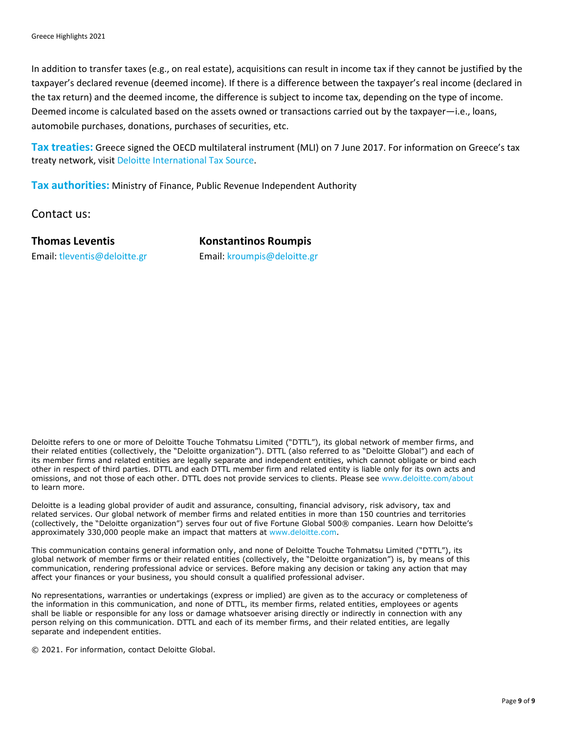In addition to transfer taxes (e.g., on real estate), acquisitions can result in income tax if they cannot be justified by the taxpayer's declared revenue (deemed income). If there is a difference between the taxpayer's real income (declared in the tax return) and the deemed income, the difference is subject to income tax, depending on the type of income. Deemed income is calculated based on the assets owned or transactions carried out by the taxpayer—i.e., loans, automobile purchases, donations, purchases of securities, etc.

**Tax treaties:** Greece signed the OECD multilateral instrument (MLI) on 7 June 2017. For information on Greece's tax treaty network, visit Deloitte International Tax Source.

**Tax authorities:** Ministry of Finance, Public Revenue Independent Authority

## Contact us:

**Thomas Leventis**
Email: tleventis@deloitte.gr

**Konstantinos Roumpis**
Email: kroumpis@deloitte.gr

Deloitte refers to one or more of Deloitte Touche Tohmatsu Limited ("DTTL"), its global network of member firms, and their related entities (collectively, the "Deloitte organization"). DTTL (also referred to as "Deloitte Global") and each of its member firms and related entities are legally separate and independent entities, which cannot obligate or bind each other in respect of third parties. DTTL and each DTTL member firm and related entity is liable only for its own acts and omissions, and not those of each other. DTTL does not provide services to clients. Please see www.deloitte.com/about to learn more.

Deloitte is a leading global provider of audit and assurance, consulting, financial advisory, risk advisory, tax and related services. Our global network of member firms and related entities in more than 150 countries and territories (collectively, the "Deloitte organization") serves four out of five Fortune Global 500® companies. Learn how Deloitte's approximately 330,000 people make an impact that matters at www.deloitte.com.

This communication contains general information only, and none of Deloitte Touche Tohmatsu Limited ("DTTL"), its global network of member firms or their related entities (collectively, the "Deloitte organization") is, by means of this communication, rendering professional advice or services. Before making any decision or taking any action that may affect your finances or your business, you should consult a qualified professional adviser.

No representations, warranties or undertakings (express or implied) are given as to the accuracy or completeness of the information in this communication, and none of DTTL, its member firms, related entities, employees or agents shall be liable or responsible for any loss or damage whatsoever arising directly or indirectly in connection with any person relying on this communication. DTTL and each of its member firms, and their related entities, are legally separate and independent entities.

© 2021. For information, contact Deloitte Global.